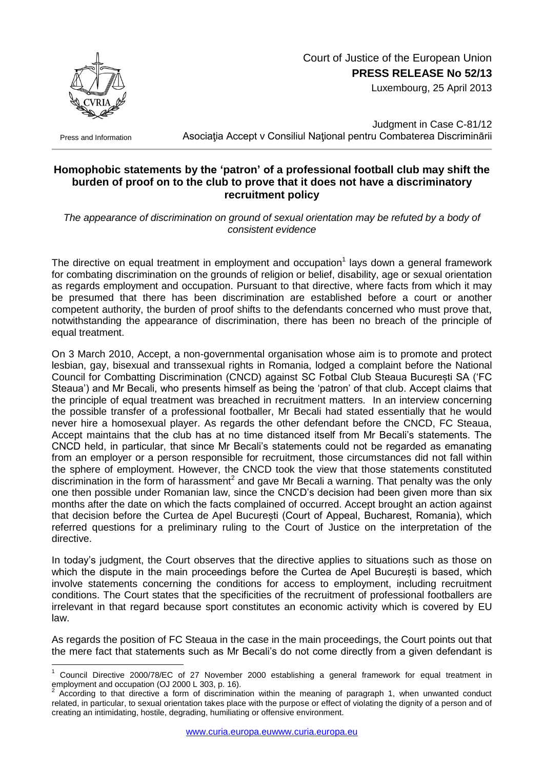Court of Justice of the European Union
**PRESS RELEASE No 52/13**
Luxembourg, 25 April 2013

Press and Information

Judgment in Case C-81/12
Asociaţia Accept v Consiliul Naţional pentru Combaterea Discriminării

## Homophobic statements by the 'patron' of a professional football club may shift the burden of proof on to the club to prove that it does not have a discriminatory recruitment policy

*The appearance of discrimination on ground of sexual orientation may be refuted by a body of consistent evidence*

The directive on equal treatment in employment and occupation[1] lays down a general framework for combating discrimination on the grounds of religion or belief, disability, age or sexual orientation as regards employment and occupation. Pursuant to that directive, where facts from which it may be presumed that there has been discrimination are established before a court or another competent authority, the burden of proof shifts to the defendants concerned who must prove that, notwithstanding the appearance of discrimination, there has been no breach of the principle of equal treatment.

On 3 March 2010, Accept, a non-governmental organisation whose aim is to promote and protect lesbian, gay, bisexual and transsexual rights in Romania, lodged a complaint before the National Council for Combatting Discrimination (CNCD) against SC Fotbal Club Steaua București SA ('FC Steaua') and Mr Becali, who presents himself as being the 'patron' of that club. Accept claims that the principle of equal treatment was breached in recruitment matters. In an interview concerning the possible transfer of a professional footballer, Mr Becali had stated essentially that he would never hire a homosexual player. As regards the other defendant before the CNCD, FC Steaua, Accept maintains that the club has at no time distanced itself from Mr Becali's statements. The CNCD held, in particular, that since Mr Becali's statements could not be regarded as emanating from an employer or a person responsible for recruitment, those circumstances did not fall within the sphere of employment. However, the CNCD took the view that those statements constituted discrimination in the form of harassment[2] and gave Mr Becali a warning. That penalty was the only one then possible under Romanian law, since the CNCD's decision had been given more than six months after the date on which the facts complained of occurred. Accept brought an action against that decision before the Curtea de Apel București (Court of Appeal, Bucharest, Romania), which referred questions for a preliminary ruling to the Court of Justice on the interpretation of the directive.

In today's judgment, the Court observes that the directive applies to situations such as those on which the dispute in the main proceedings before the Curtea de Apel București is based, which involve statements concerning the conditions for access to employment, including recruitment conditions. The Court states that the specificities of the recruitment of professional footballers are irrelevant in that regard because sport constitutes an economic activity which is covered by EU law.

As regards the position of FC Steaua in the case in the main proceedings, the Court points out that the mere fact that statements such as Mr Becali's do not come directly from a given defendant is

---

[1] Council Directive 2000/78/EC of 27 November 2000 establishing a general framework for equal treatment in employment and occupation (OJ 2000 L 303, p. 16).

[2] According to that directive a form of discrimination within the meaning of paragraph 1, when unwanted conduct related, in particular, to sexual orientation takes place with the purpose or effect of violating the dignity of a person and of creating an intimidating, hostile, degrading, humiliating or offensive environment.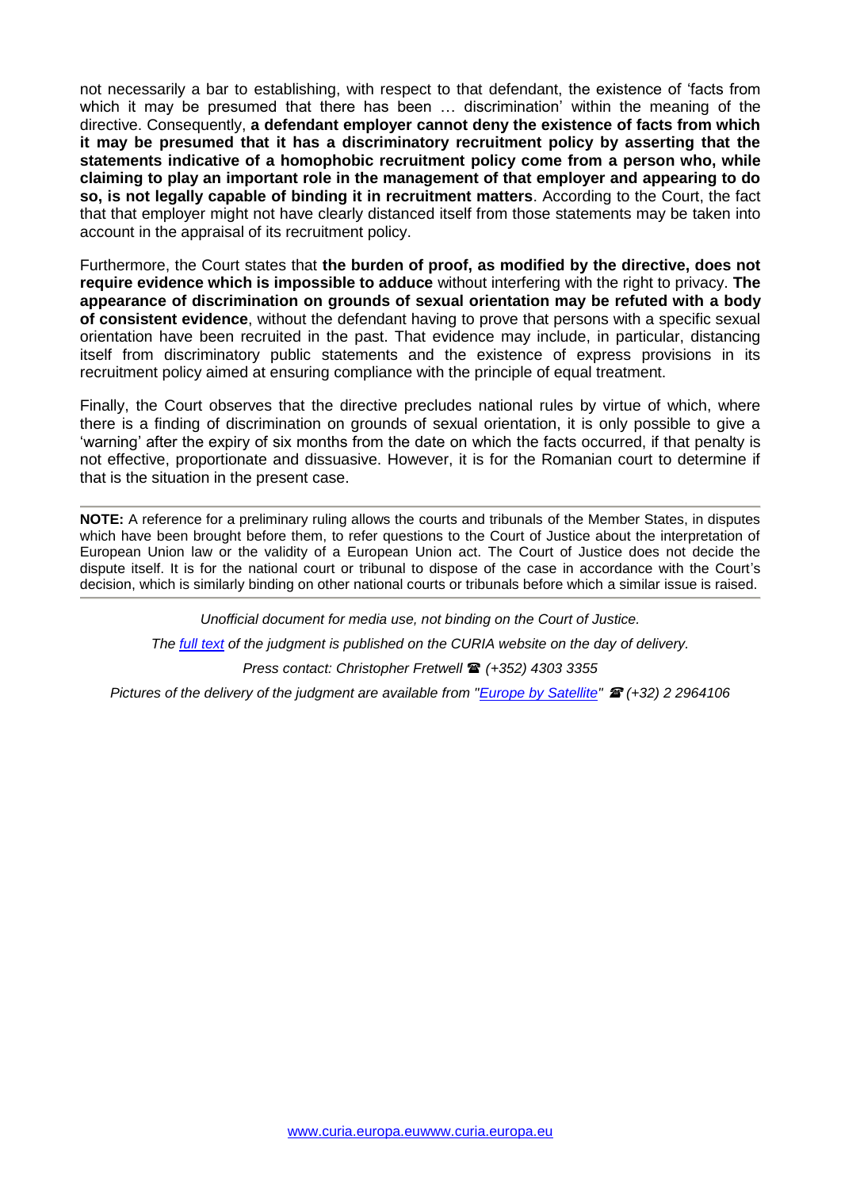not necessarily a bar to establishing, with respect to that defendant, the existence of 'facts from which it may be presumed that there has been … discrimination' within the meaning of the directive. Consequently, **a defendant employer cannot deny the existence of facts from which it may be presumed that it has a discriminatory recruitment policy by asserting that the statements indicative of a homophobic recruitment policy come from a person who, while claiming to play an important role in the management of that employer and appearing to do so, is not legally capable of binding it in recruitment matters**. According to the Court, the fact that that employer might not have clearly distanced itself from those statements may be taken into account in the appraisal of its recruitment policy.

Furthermore, the Court states that **the burden of proof, as modified by the directive, does not require evidence which is impossible to adduce** without interfering with the right to privacy. **The appearance of discrimination on grounds of sexual orientation may be refuted with a body of consistent evidence**, without the defendant having to prove that persons with a specific sexual orientation have been recruited in the past. That evidence may include, in particular, distancing itself from discriminatory public statements and the existence of express provisions in its recruitment policy aimed at ensuring compliance with the principle of equal treatment.

Finally, the Court observes that the directive precludes national rules by virtue of which, where there is a finding of discrimination on grounds of sexual orientation, it is only possible to give a 'warning' after the expiry of six months from the date on which the facts occurred, if that penalty is not effective, proportionate and dissuasive. However, it is for the Romanian court to determine if that is the situation in the present case.

---

**NOTE:** A reference for a preliminary ruling allows the courts and tribunals of the Member States, in disputes which have been brought before them, to refer questions to the Court of Justice about the interpretation of European Union law or the validity of a European Union act. The Court of Justice does not decide the dispute itself. It is for the national court or tribunal to dispose of the case in accordance with the Court's decision, which is similarly binding on other national courts or tribunals before which a similar issue is raised.

---

*Unofficial document for media use, not binding on the Court of Justice.*

*The full text of the judgment is published on the CURIA website on the day of delivery.*

*Press contact: Christopher Fretwell ☎ (+352) 4303 3355*

*Pictures of the delivery of the judgment are available from "Europe by Satellite" ☎ (+32) 2 2964106*